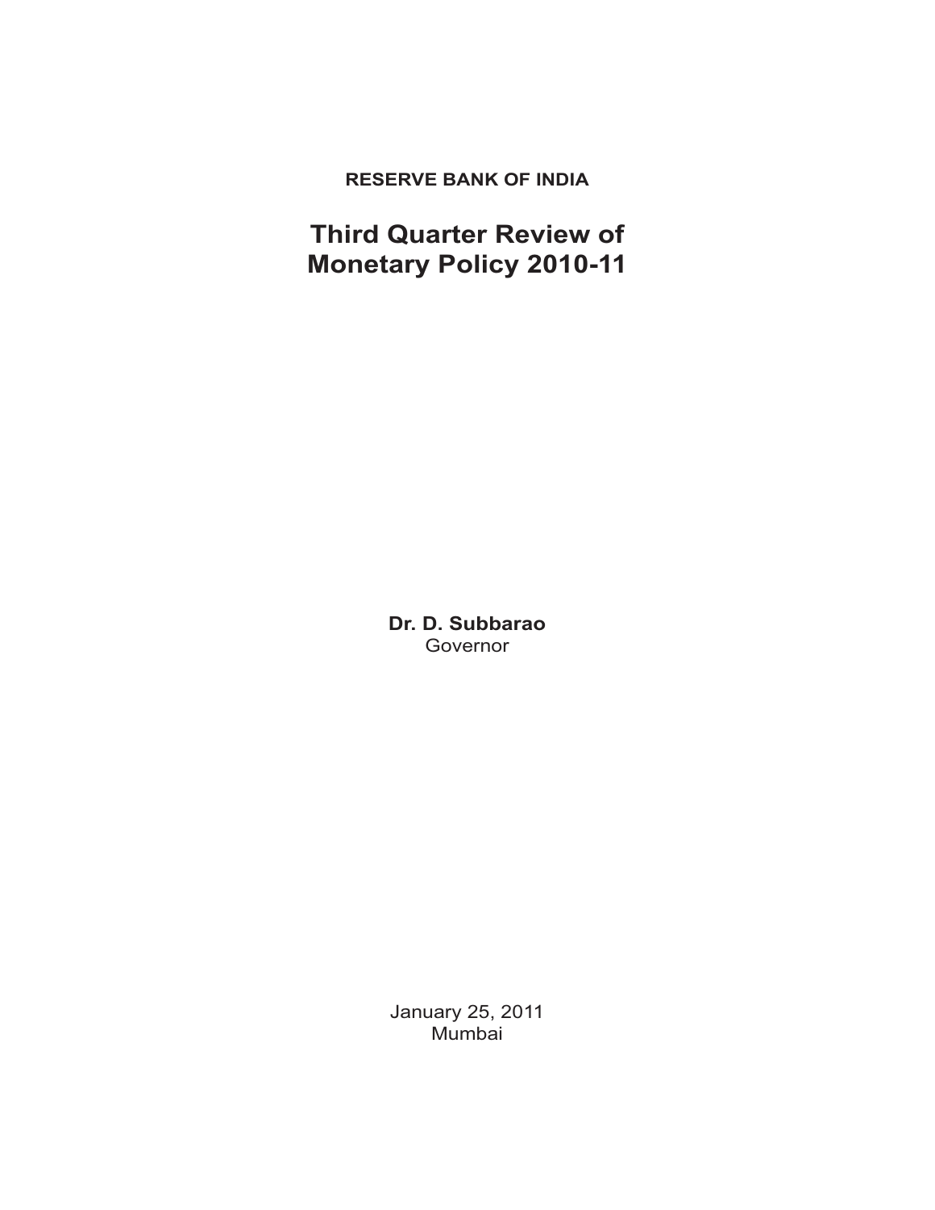**RESERVE BANK OF INDIA**

# Third Quarter Review of Monetary Policy 2010-11

**Dr. D. Subbarao**
Governor

January 25, 2011
Mumbai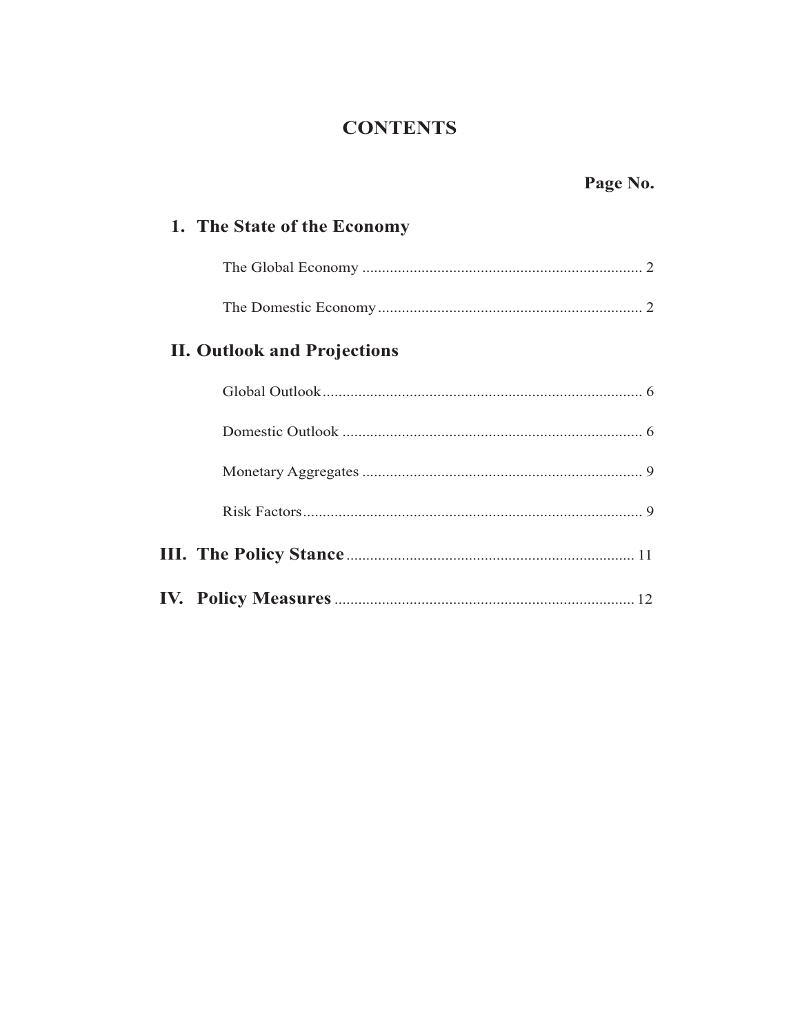# CONTENTS

| | Page No. |
|---|---|
| **1. The State of the Economy** | |
| The Global Economy | 2 |
| The Domestic Economy | 2 |
| **II. Outlook and Projections** | |
| Global Outlook | 6 |
| Domestic Outlook | 6 |
| Monetary Aggregates | 9 |
| Risk Factors | 9 |
| **III. The Policy Stance** | 11 |
| **IV. Policy Measures** | 12 |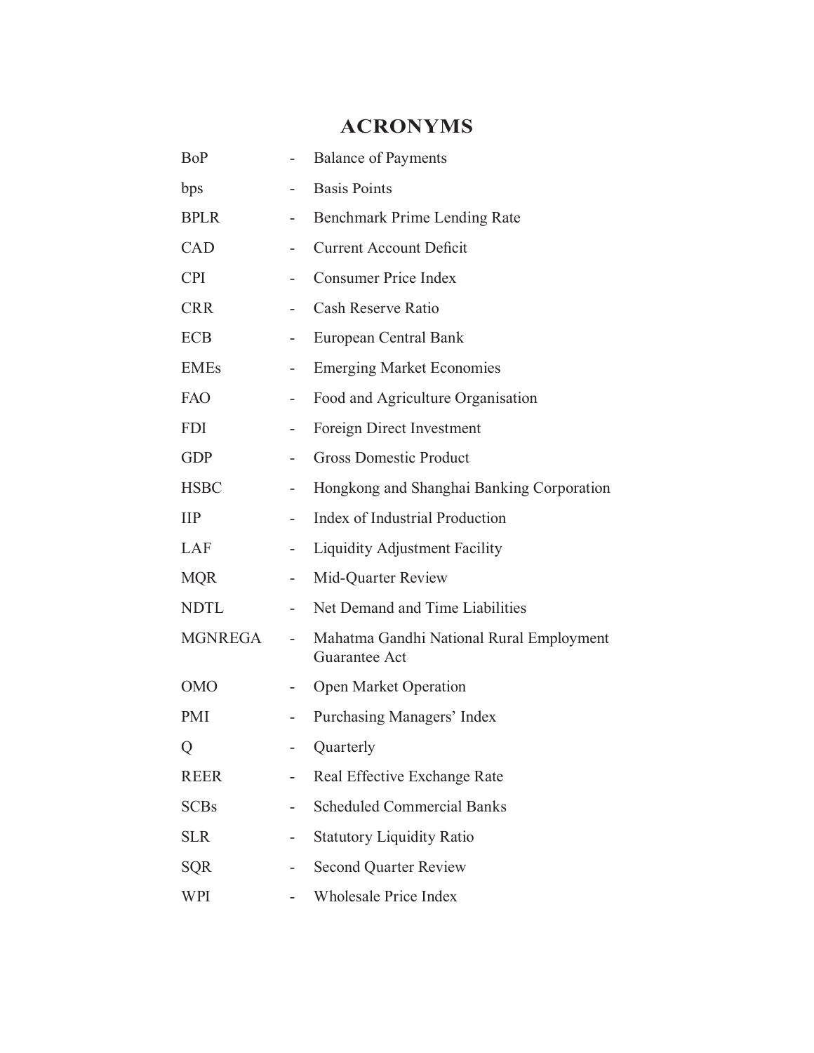# ACRONYMS

| | | |
|---|---|---|
| BoP | - | Balance of Payments |
| bps | - | Basis Points |
| BPLR | - | Benchmark Prime Lending Rate |
| CAD | - | Current Account Deficit |
| CPI | - | Consumer Price Index |
| CRR | - | Cash Reserve Ratio |
| ECB | - | European Central Bank |
| EMEs | - | Emerging Market Economies |
| FAO | - | Food and Agriculture Organisation |
| FDI | - | Foreign Direct Investment |
| GDP | - | Gross Domestic Product |
| HSBC | - | Hongkong and Shanghai Banking Corporation |
| IIP | - | Index of Industrial Production |
| LAF | - | Liquidity Adjustment Facility |
| MQR | - | Mid-Quarter Review |
| NDTL | - | Net Demand and Time Liabilities |
| MGNREGA | - | Mahatma Gandhi National Rural Employment Guarantee Act |
| OMO | - | Open Market Operation |
| PMI | - | Purchasing Managers' Index |
| Q | - | Quarterly |
| REER | - | Real Effective Exchange Rate |
| SCBs | - | Scheduled Commercial Banks |
| SLR | - | Statutory Liquidity Ratio |
| SQR | - | Second Quarter Review |
| WPI | - | Wholesale Price Index |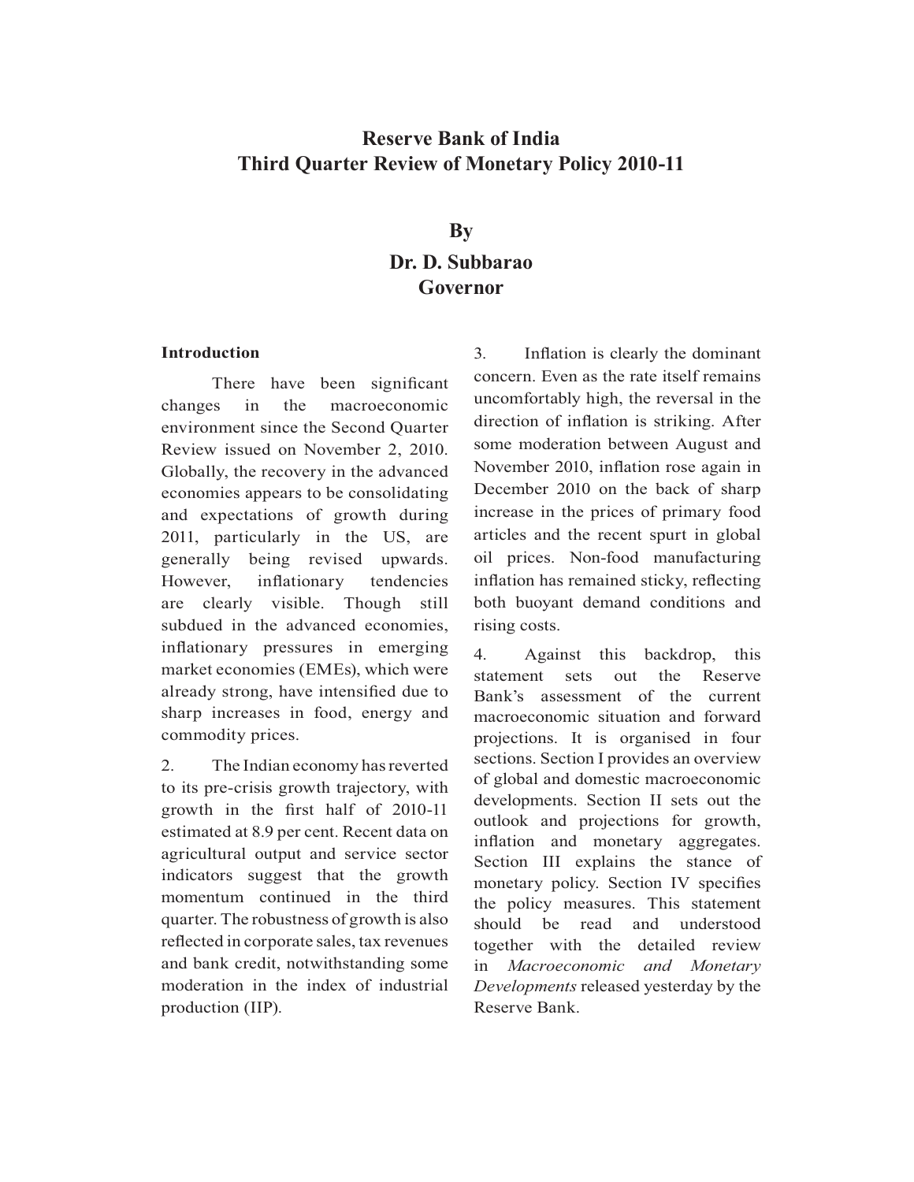# Reserve Bank of India
# Third Quarter Review of Monetary Policy 2010-11

## By
## Dr. D. Subbarao
## Governor

### Introduction

There have been significant changes in the macroeconomic environment since the Second Quarter Review issued on November 2, 2010. Globally, the recovery in the advanced economies appears to be consolidating and expectations of growth during 2011, particularly in the US, are generally being revised upwards. However, inflationary tendencies are clearly visible. Though still subdued in the advanced economies, inflationary pressures in emerging market economies (EMEs), which were already strong, have intensified due to sharp increases in food, energy and commodity prices.

2. The Indian economy has reverted to its pre-crisis growth trajectory, with growth in the first half of 2010-11 estimated at 8.9 per cent. Recent data on agricultural output and service sector indicators suggest that the growth momentum continued in the third quarter. The robustness of growth is also reflected in corporate sales, tax revenues and bank credit, notwithstanding some moderation in the index of industrial production (IIP).

3. Inflation is clearly the dominant concern. Even as the rate itself remains uncomfortably high, the reversal in the direction of inflation is striking. After some moderation between August and November 2010, inflation rose again in December 2010 on the back of sharp increase in the prices of primary food articles and the recent spurt in global oil prices. Non-food manufacturing inflation has remained sticky, reflecting both buoyant demand conditions and rising costs.

4. Against this backdrop, this statement sets out the Reserve Bank's assessment of the current macroeconomic situation and forward projections. It is organised in four sections. Section I provides an overview of global and domestic macroeconomic developments. Section II sets out the outlook and projections for growth, inflation and monetary aggregates. Section III explains the stance of monetary policy. Section IV specifies the policy measures. This statement should be read and understood together with the detailed review in *Macroeconomic and Monetary Developments* released yesterday by the Reserve Bank.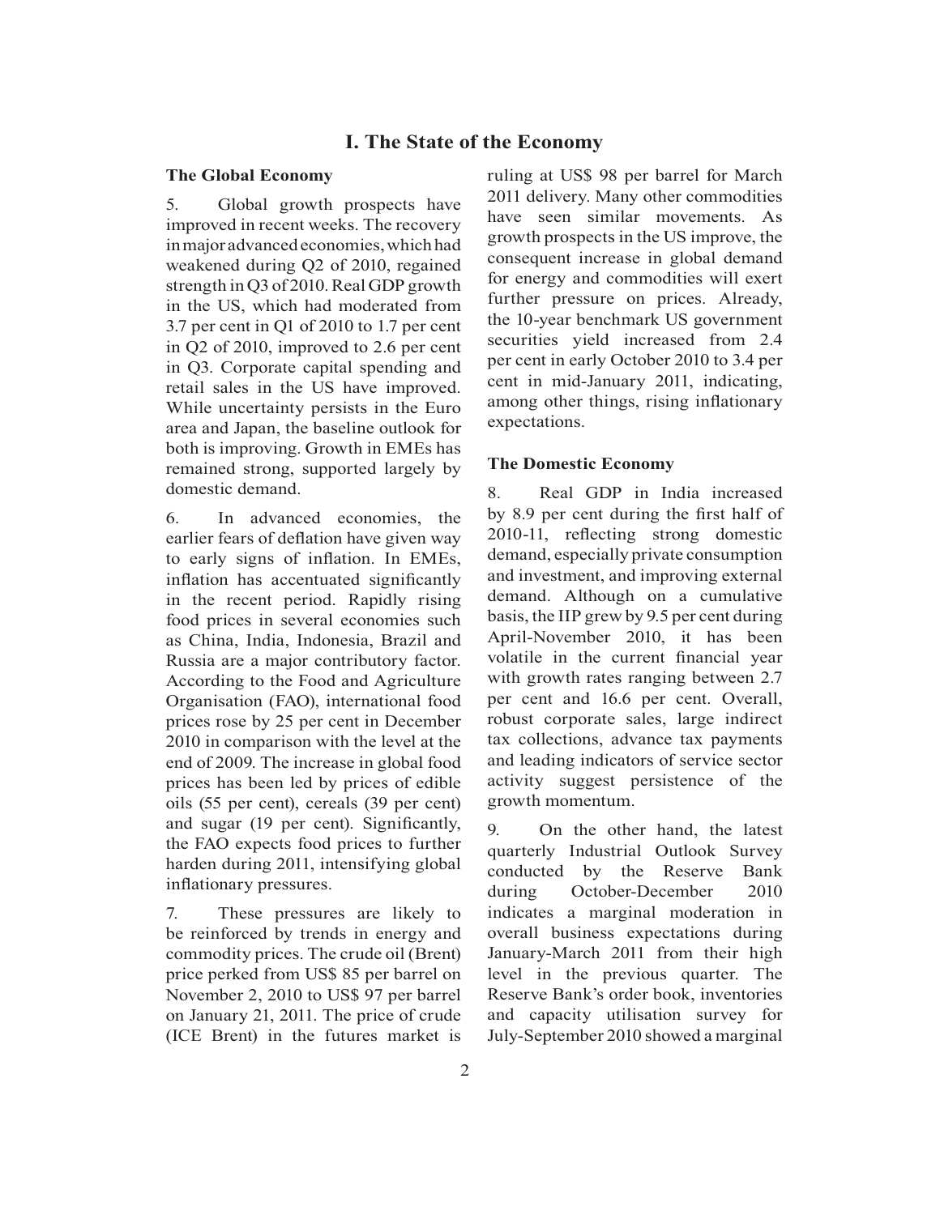# I. The State of the Economy

## The Global Economy

5. Global growth prospects have improved in recent weeks. The recovery in major advanced economies, which had weakened during Q2 of 2010, regained strength in Q3 of 2010. Real GDP growth in the US, which had moderated from 3.7 per cent in Q1 of 2010 to 1.7 per cent in Q2 of 2010, improved to 2.6 per cent in Q3. Corporate capital spending and retail sales in the US have improved. While uncertainty persists in the Euro area and Japan, the baseline outlook for both is improving. Growth in EMEs has remained strong, supported largely by domestic demand.

6. In advanced economies, the earlier fears of deflation have given way to early signs of inflation. In EMEs, inflation has accentuated significantly in the recent period. Rapidly rising food prices in several economies such as China, India, Indonesia, Brazil and Russia are a major contributory factor. According to the Food and Agriculture Organisation (FAO), international food prices rose by 25 per cent in December 2010 in comparison with the level at the end of 2009. The increase in global food prices has been led by prices of edible oils (55 per cent), cereals (39 per cent) and sugar (19 per cent). Significantly, the FAO expects food prices to further harden during 2011, intensifying global inflationary pressures.

7. These pressures are likely to be reinforced by trends in energy and commodity prices. The crude oil (Brent) price perked from US$ 85 per barrel on November 2, 2010 to US$ 97 per barrel on January 21, 2011. The price of crude (ICE Brent) in the futures market is ruling at US$ 98 per barrel for March 2011 delivery. Many other commodities have seen similar movements. As growth prospects in the US improve, the consequent increase in global demand for energy and commodities will exert further pressure on prices. Already, the 10-year benchmark US government securities yield increased from 2.4 per cent in early October 2010 to 3.4 per cent in mid-January 2011, indicating, among other things, rising inflationary expectations.

## The Domestic Economy

8. Real GDP in India increased by 8.9 per cent during the first half of 2010-11, reflecting strong domestic demand, especially private consumption and investment, and improving external demand. Although on a cumulative basis, the IIP grew by 9.5 per cent during April-November 2010, it has been volatile in the current financial year with growth rates ranging between 2.7 per cent and 16.6 per cent. Overall, robust corporate sales, large indirect tax collections, advance tax payments and leading indicators of service sector activity suggest persistence of the growth momentum.

9. On the other hand, the latest quarterly Industrial Outlook Survey conducted by the Reserve Bank during October-December 2010 indicates a marginal moderation in overall business expectations during January-March 2011 from their high level in the previous quarter. The Reserve Bank's order book, inventories and capacity utilisation survey for July-September 2010 showed a marginal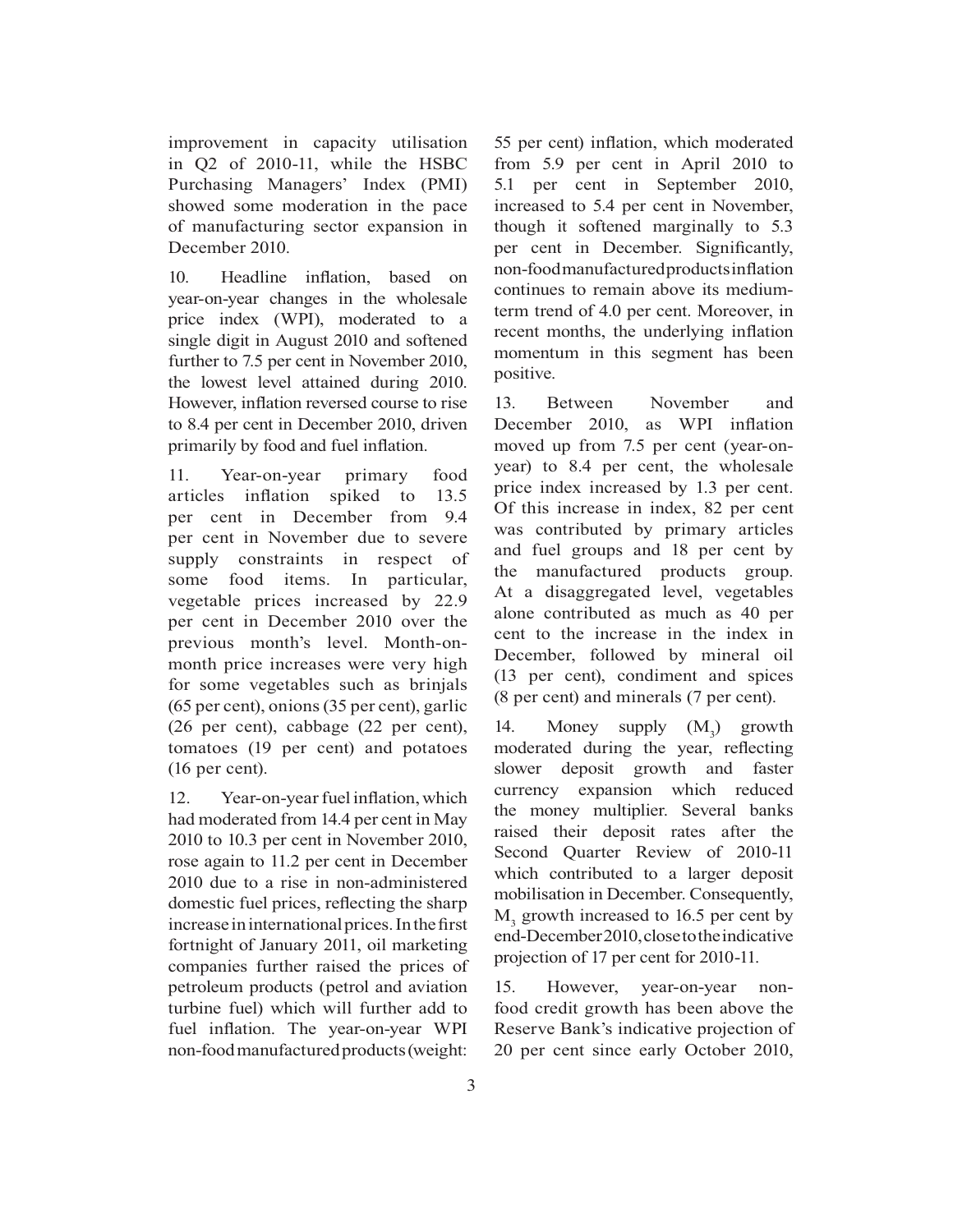improvement in capacity utilisation in Q2 of 2010-11, while the HSBC Purchasing Managers' Index (PMI) showed some moderation in the pace of manufacturing sector expansion in December 2010.

10. Headline inflation, based on year-on-year changes in the wholesale price index (WPI), moderated to a single digit in August 2010 and softened further to 7.5 per cent in November 2010, the lowest level attained during 2010. However, inflation reversed course to rise to 8.4 per cent in December 2010, driven primarily by food and fuel inflation.

11. Year-on-year primary food articles inflation spiked to 13.5 per cent in December from 9.4 per cent in November due to severe supply constraints in respect of some food items. In particular, vegetable prices increased by 22.9 per cent in December 2010 over the previous month's level. Month-on-month price increases were very high for some vegetables such as brinjals (65 per cent), onions (35 per cent), garlic (26 per cent), cabbage (22 per cent), tomatoes (19 per cent) and potatoes (16 per cent).

12. Year-on-year fuel inflation, which had moderated from 14.4 per cent in May 2010 to 10.3 per cent in November 2010, rose again to 11.2 per cent in December 2010 due to a rise in non-administered domestic fuel prices, reflecting the sharp increase in international prices. In the first fortnight of January 2011, oil marketing companies further raised the prices of petroleum products (petrol and aviation turbine fuel) which will further add to fuel inflation. The year-on-year WPI non-food manufactured products (weight: 55 per cent) inflation, which moderated from 5.9 per cent in April 2010 to 5.1 per cent in September 2010, increased to 5.4 per cent in November, though it softened marginally to 5.3 per cent in December. Significantly, non-food manufactured products inflation continues to remain above its medium-term trend of 4.0 per cent. Moreover, in recent months, the underlying inflation momentum in this segment has been positive.

13. Between November and December 2010, as WPI inflation moved up from 7.5 per cent (year-on-year) to 8.4 per cent, the wholesale price index increased by 1.3 per cent. Of this increase in index, 82 per cent was contributed by primary articles and fuel groups and 18 per cent by the manufactured products group. At a disaggregated level, vegetables alone contributed as much as 40 per cent to the increase in the index in December, followed by mineral oil (13 per cent), condiment and spices (8 per cent) and minerals (7 per cent).

14. Money supply ($M_3$) growth moderated during the year, reflecting slower deposit growth and faster currency expansion which reduced the money multiplier. Several banks raised their deposit rates after the Second Quarter Review of 2010-11 which contributed to a larger deposit mobilisation in December. Consequently, $M_3$ growth increased to 16.5 per cent by end-December 2010, close to the indicative projection of 17 per cent for 2010-11.

15. However, year-on-year non-food credit growth has been above the Reserve Bank's indicative projection of 20 per cent since early October 2010,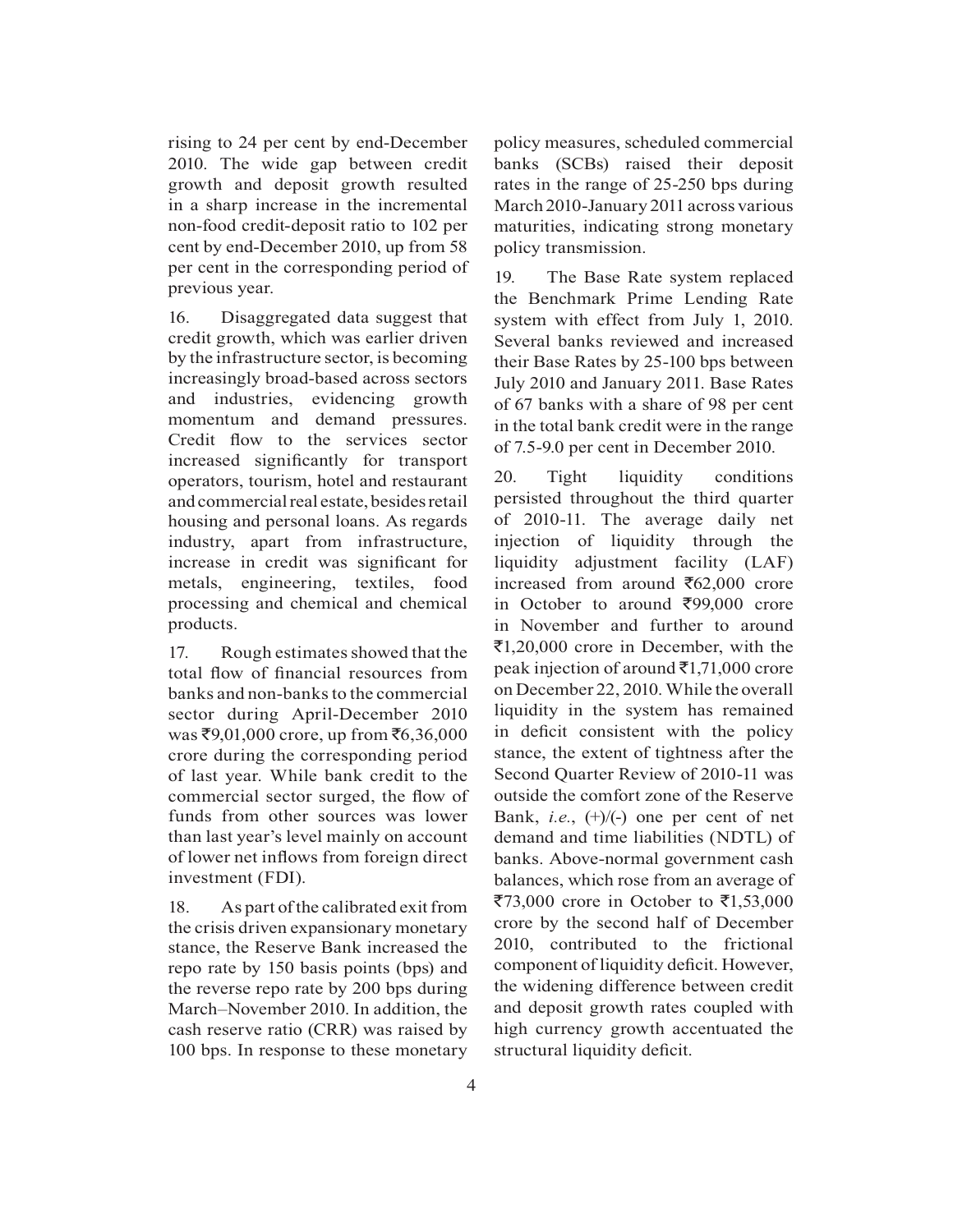rising to 24 per cent by end-December 2010. The wide gap between credit growth and deposit growth resulted in a sharp increase in the incremental non-food credit-deposit ratio to 102 per cent by end-December 2010, up from 58 per cent in the corresponding period of previous year.

16. Disaggregated data suggest that credit growth, which was earlier driven by the infrastructure sector, is becoming increasingly broad-based across sectors and industries, evidencing growth momentum and demand pressures. Credit flow to the services sector increased significantly for transport operators, tourism, hotel and restaurant and commercial real estate, besides retail housing and personal loans. As regards industry, apart from infrastructure, increase in credit was significant for metals, engineering, textiles, food processing and chemical and chemical products.

17. Rough estimates showed that the total flow of financial resources from banks and non-banks to the commercial sector during April-December 2010 was ₹9,01,000 crore, up from ₹6,36,000 crore during the corresponding period of last year. While bank credit to the commercial sector surged, the flow of funds from other sources was lower than last year's level mainly on account of lower net inflows from foreign direct investment (FDI).

18. As part of the calibrated exit from the crisis driven expansionary monetary stance, the Reserve Bank increased the repo rate by 150 basis points (bps) and the reverse repo rate by 200 bps during March–November 2010. In addition, the cash reserve ratio (CRR) was raised by 100 bps. In response to these monetary policy measures, scheduled commercial banks (SCBs) raised their deposit rates in the range of 25-250 bps during March 2010-January 2011 across various maturities, indicating strong monetary policy transmission.

19. The Base Rate system replaced the Benchmark Prime Lending Rate system with effect from July 1, 2010. Several banks reviewed and increased their Base Rates by 25-100 bps between July 2010 and January 2011. Base Rates of 67 banks with a share of 98 per cent in the total bank credit were in the range of 7.5-9.0 per cent in December 2010.

20. Tight liquidity conditions persisted throughout the third quarter of 2010-11. The average daily net injection of liquidity through the liquidity adjustment facility (LAF) increased from around ₹62,000 crore in October to around ₹99,000 crore in November and further to around ₹1,20,000 crore in December, with the peak injection of around ₹1,71,000 crore on December 22, 2010. While the overall liquidity in the system has remained in deficit consistent with the policy stance, the extent of tightness after the Second Quarter Review of 2010-11 was outside the comfort zone of the Reserve Bank, *i.e.*, (+)/(-) one per cent of net demand and time liabilities (NDTL) of banks. Above-normal government cash balances, which rose from an average of ₹73,000 crore in October to ₹1,53,000 crore by the second half of December 2010, contributed to the frictional component of liquidity deficit. However, the widening difference between credit and deposit growth rates coupled with high currency growth accentuated the structural liquidity deficit.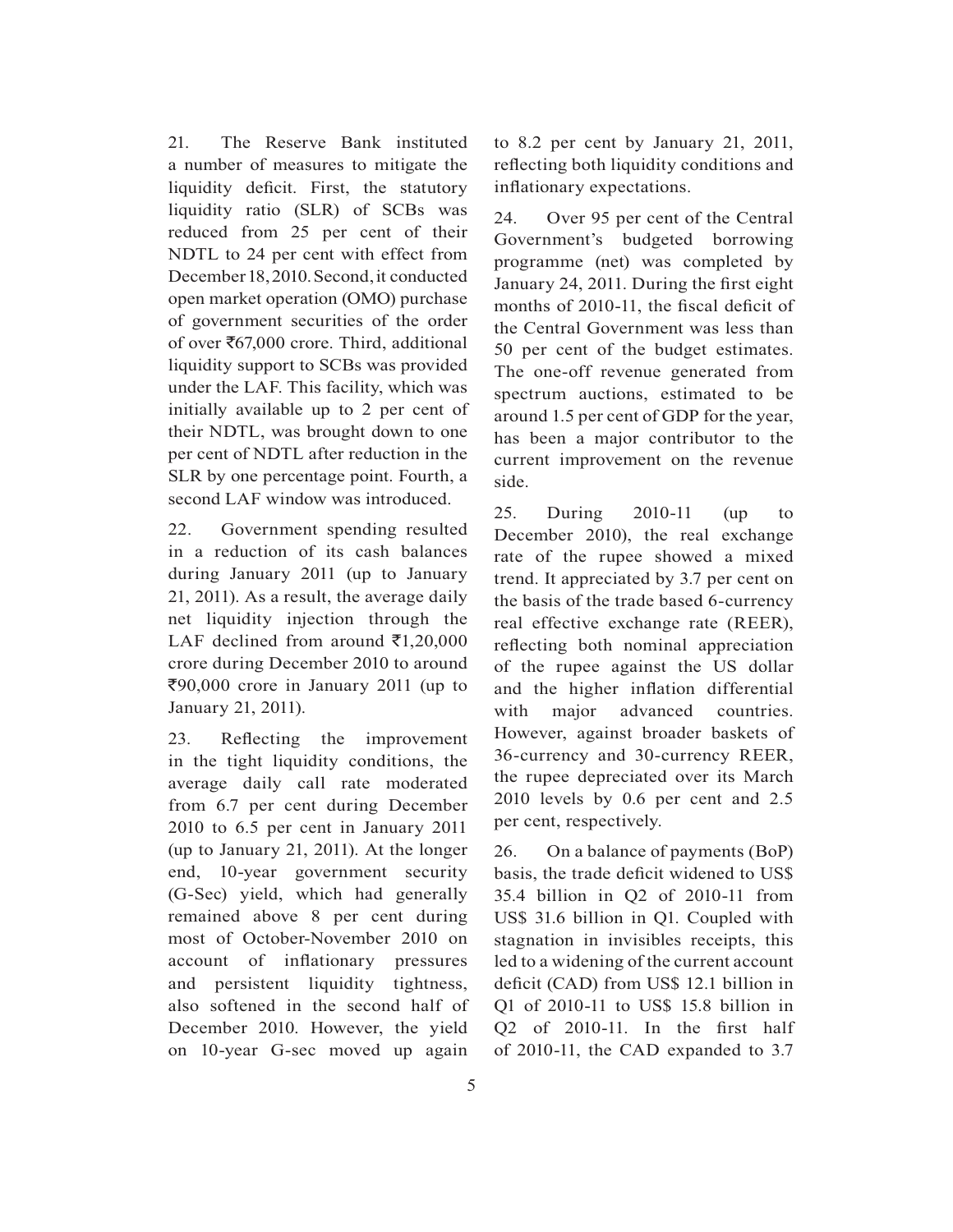21. The Reserve Bank instituted a number of measures to mitigate the liquidity deficit. First, the statutory liquidity ratio (SLR) of SCBs was reduced from 25 per cent of their NDTL to 24 per cent with effect from December 18, 2010. Second, it conducted open market operation (OMO) purchase of government securities of the order of over ₹67,000 crore. Third, additional liquidity support to SCBs was provided under the LAF. This facility, which was initially available up to 2 per cent of their NDTL, was brought down to one per cent of NDTL after reduction in the SLR by one percentage point. Fourth, a second LAF window was introduced.

22. Government spending resulted in a reduction of its cash balances during January 2011 (up to January 21, 2011). As a result, the average daily net liquidity injection through the LAF declined from around ₹1,20,000 crore during December 2010 to around ₹90,000 crore in January 2011 (up to January 21, 2011).

23. Reflecting the improvement in the tight liquidity conditions, the average daily call rate moderated from 6.7 per cent during December 2010 to 6.5 per cent in January 2011 (up to January 21, 2011). At the longer end, 10-year government security (G-Sec) yield, which had generally remained above 8 per cent during most of October-November 2010 on account of inflationary pressures and persistent liquidity tightness, also softened in the second half of December 2010. However, the yield on 10-year G-sec moved up again to 8.2 per cent by January 21, 2011, reflecting both liquidity conditions and inflationary expectations.

24. Over 95 per cent of the Central Government's budgeted borrowing programme (net) was completed by January 24, 2011. During the first eight months of 2010-11, the fiscal deficit of the Central Government was less than 50 per cent of the budget estimates. The one-off revenue generated from spectrum auctions, estimated to be around 1.5 per cent of GDP for the year, has been a major contributor to the current improvement on the revenue side.

25. During 2010-11 (up to December 2010), the real exchange rate of the rupee showed a mixed trend. It appreciated by 3.7 per cent on the basis of the trade based 6-currency real effective exchange rate (REER), reflecting both nominal appreciation of the rupee against the US dollar and the higher inflation differential with major advanced countries. However, against broader baskets of 36-currency and 30-currency REER, the rupee depreciated over its March 2010 levels by 0.6 per cent and 2.5 per cent, respectively.

26. On a balance of payments (BoP) basis, the trade deficit widened to US$ 35.4 billion in Q2 of 2010-11 from US$ 31.6 billion in Q1. Coupled with stagnation in invisibles receipts, this led to a widening of the current account deficit (CAD) from US$ 12.1 billion in Q1 of 2010-11 to US$ 15.8 billion in Q2 of 2010-11. In the first half of 2010-11, the CAD expanded to 3.7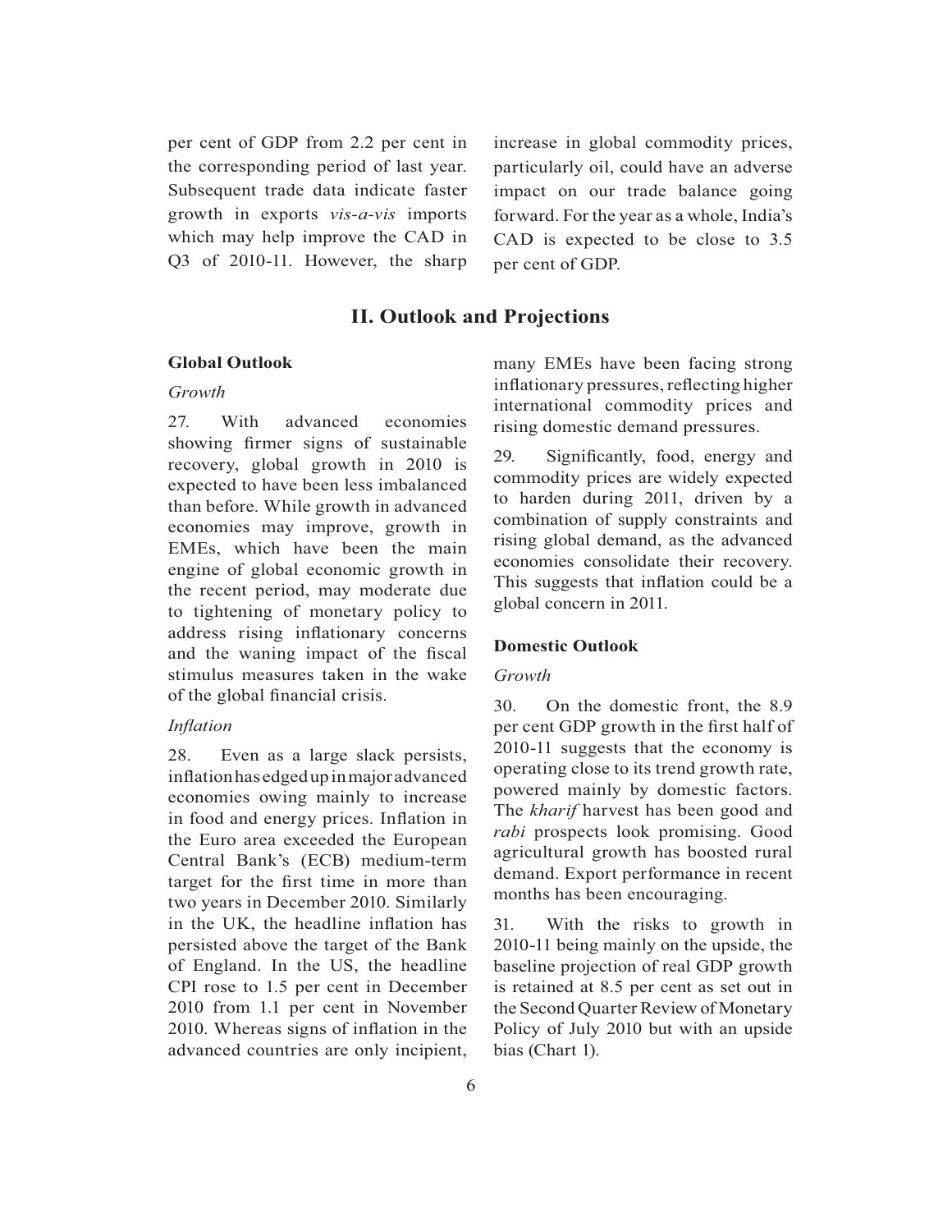per cent of GDP from 2.2 per cent in the corresponding period of last year. Subsequent trade data indicate faster growth in exports *vis-a-vis* imports which may help improve the CAD in Q3 of 2010-11. However, the sharp increase in global commodity prices, particularly oil, could have an adverse impact on our trade balance going forward. For the year as a whole, India's CAD is expected to be close to 3.5 per cent of GDP.

## II. Outlook and Projections

### Global Outlook

*Growth*

27. With advanced economies showing firmer signs of sustainable recovery, global growth in 2010 is expected to have been less imbalanced than before. While growth in advanced economies may improve, growth in EMEs, which have been the main engine of global economic growth in the recent period, may moderate due to tightening of monetary policy to address rising inflationary concerns and the waning impact of the fiscal stimulus measures taken in the wake of the global financial crisis.

*Inflation*

28. Even as a large slack persists, inflation has edged up in major advanced economies owing mainly to increase in food and energy prices. Inflation in the Euro area exceeded the European Central Bank's (ECB) medium-term target for the first time in more than two years in December 2010. Similarly in the UK, the headline inflation has persisted above the target of the Bank of England. In the US, the headline CPI rose to 1.5 per cent in December 2010 from 1.1 per cent in November 2010. Whereas signs of inflation in the advanced countries are only incipient, many EMEs have been facing strong inflationary pressures, reflecting higher international commodity prices and rising domestic demand pressures.

29. Significantly, food, energy and commodity prices are widely expected to harden during 2011, driven by a combination of supply constraints and rising global demand, as the advanced economies consolidate their recovery. This suggests that inflation could be a global concern in 2011.

### Domestic Outlook

*Growth*

30. On the domestic front, the 8.9 per cent GDP growth in the first half of 2010-11 suggests that the economy is operating close to its trend growth rate, powered mainly by domestic factors. The *kharif* harvest has been good and *rabi* prospects look promising. Good agricultural growth has boosted rural demand. Export performance in recent months has been encouraging.

31. With the risks to growth in 2010-11 being mainly on the upside, the baseline projection of real GDP growth is retained at 8.5 per cent as set out in the Second Quarter Review of Monetary Policy of July 2010 but with an upside bias (Chart 1).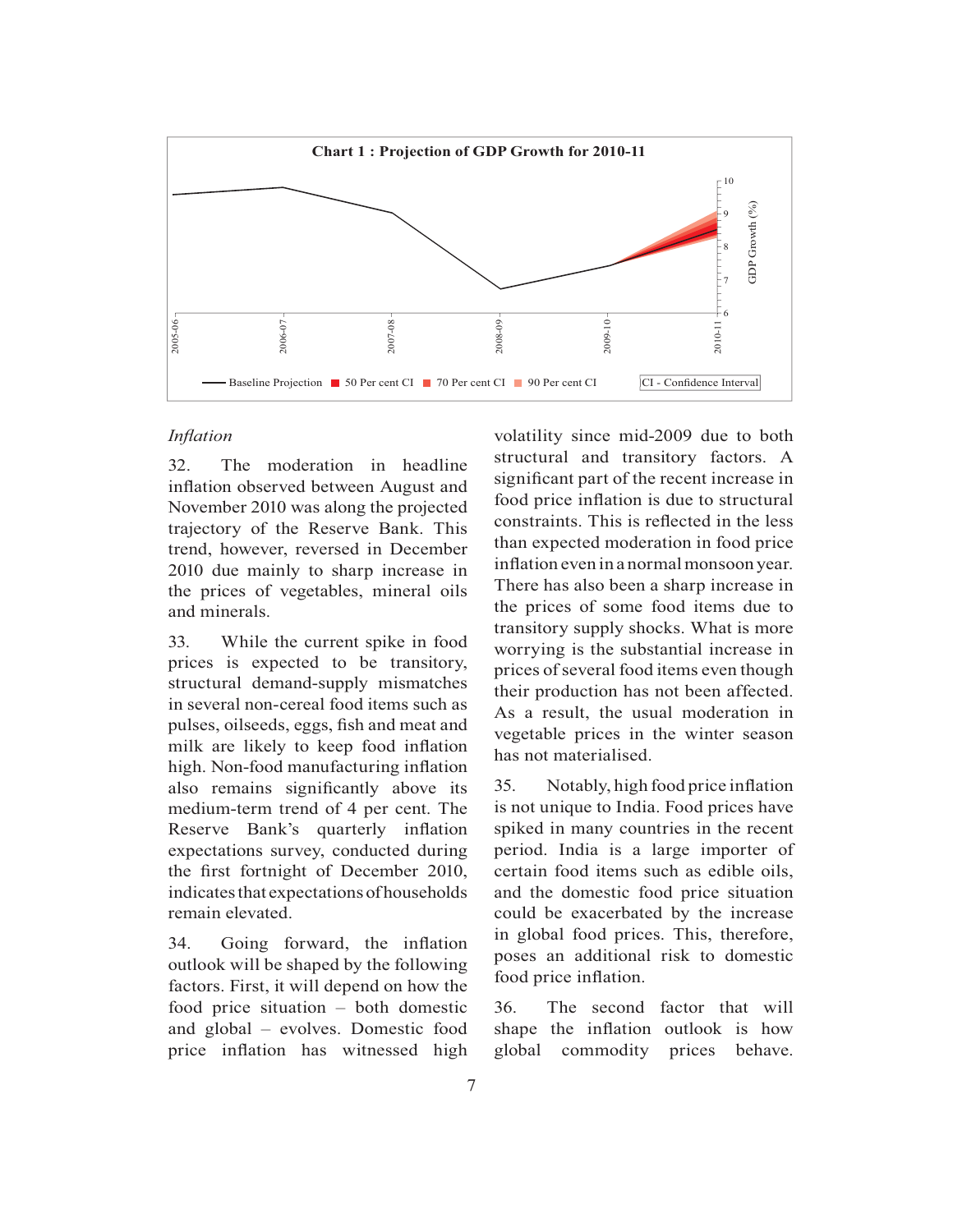**Chart 1 : Projection of GDP Growth for 2010-11**

*Inflation*

32. The moderation in headline inflation observed between August and November 2010 was along the projected trajectory of the Reserve Bank. This trend, however, reversed in December 2010 due mainly to sharp increase in the prices of vegetables, mineral oils and minerals.

33. While the current spike in food prices is expected to be transitory, structural demand-supply mismatches in several non-cereal food items such as pulses, oilseeds, eggs, fish and meat and milk are likely to keep food inflation high. Non-food manufacturing inflation also remains significantly above its medium-term trend of 4 per cent. The Reserve Bank's quarterly inflation expectations survey, conducted during the first fortnight of December 2010, indicates that expectations of households remain elevated.

34. Going forward, the inflation outlook will be shaped by the following factors. First, it will depend on how the food price situation – both domestic and global – evolves. Domestic food price inflation has witnessed high volatility since mid-2009 due to both structural and transitory factors. A significant part of the recent increase in food price inflation is due to structural constraints. This is reflected in the less than expected moderation in food price inflation even in a normal monsoon year. There has also been a sharp increase in the prices of some food items due to transitory supply shocks. What is more worrying is the substantial increase in prices of several food items even though their production has not been affected. As a result, the usual moderation in vegetable prices in the winter season has not materialised.

35. Notably, high food price inflation is not unique to India. Food prices have spiked in many countries in the recent period. India is a large importer of certain food items such as edible oils, and the domestic food price situation could be exacerbated by the increase in global food prices. This, therefore, poses an additional risk to domestic food price inflation.

36. The second factor that will shape the inflation outlook is how global commodity prices behave.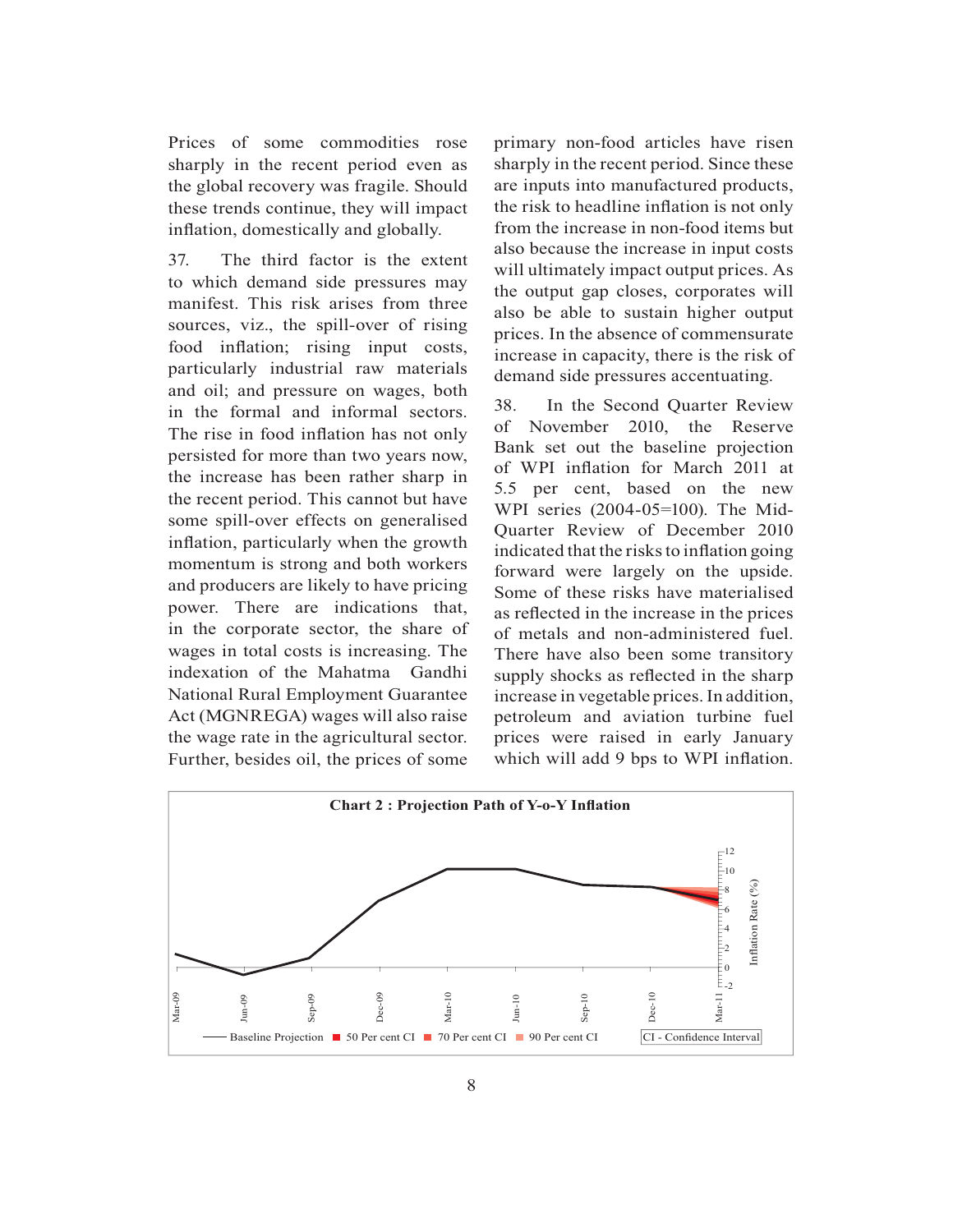Prices of some commodities rose sharply in the recent period even as the global recovery was fragile. Should these trends continue, they will impact inflation, domestically and globally.

37. The third factor is the extent to which demand side pressures may manifest. This risk arises from three sources, viz., the spill-over of rising food inflation; rising input costs, particularly industrial raw materials and oil; and pressure on wages, both in the formal and informal sectors. The rise in food inflation has not only persisted for more than two years now, the increase has been rather sharp in the recent period. This cannot but have some spill-over effects on generalised inflation, particularly when the growth momentum is strong and both workers and producers are likely to have pricing power. There are indications that, in the corporate sector, the share of wages in total costs is increasing. The indexation of the Mahatma Gandhi National Rural Employment Guarantee Act (MGNREGA) wages will also raise the wage rate in the agricultural sector. Further, besides oil, the prices of some primary non-food articles have risen sharply in the recent period. Since these are inputs into manufactured products, the risk to headline inflation is not only from the increase in non-food items but also because the increase in input costs will ultimately impact output prices. As the output gap closes, corporates will also be able to sustain higher output prices. In the absence of commensurate increase in capacity, there is the risk of demand side pressures accentuating.

38. In the Second Quarter Review of November 2010, the Reserve Bank set out the baseline projection of WPI inflation for March 2011 at 5.5 per cent, based on the new WPI series (2004-05=100). The Mid-Quarter Review of December 2010 indicated that the risks to inflation going forward were largely on the upside. Some of these risks have materialised as reflected in the increase in the prices of metals and non-administered fuel. There have also been some transitory supply shocks as reflected in the sharp increase in vegetable prices. In addition, petroleum and aviation turbine fuel prices were raised in early January which will add 9 bps to WPI inflation.

**Chart 2 : Projection Path of Y-o-Y Inflation**

Legend: Baseline Projection; 50 Per cent CI; 70 Per cent CI; 90 Per cent CI; CI - Confidence Interval

Y-axis: Inflation Rate (%) (-2 to 12); X-axis: Mar-09, Jun-09, Sep-09, Dec-09, Mar-10, Jun-10, Sep-10, Dec-10, Mar-11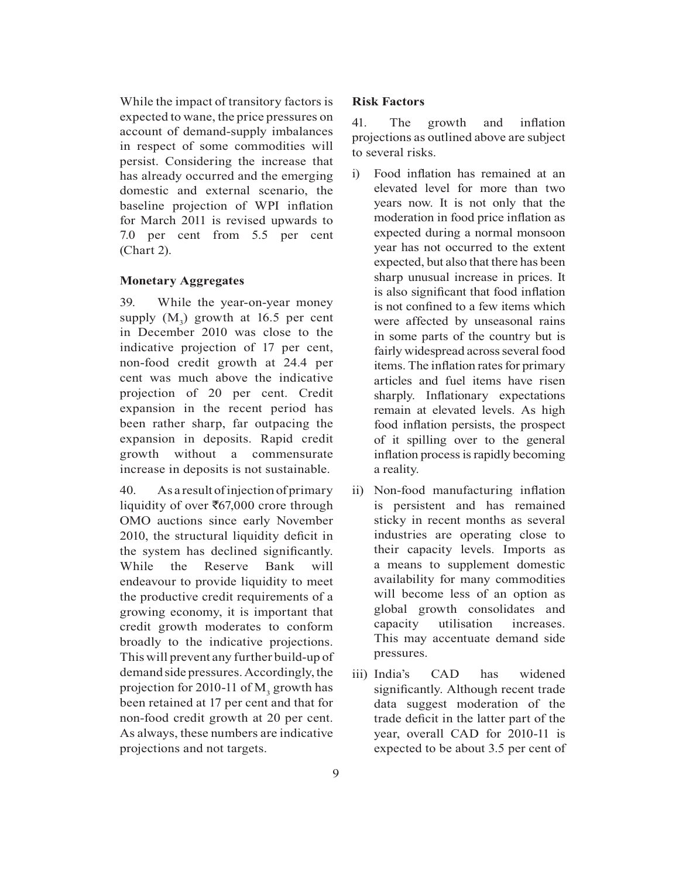While the impact of transitory factors is expected to wane, the price pressures on account of demand-supply imbalances in respect of some commodities will persist. Considering the increase that has already occurred and the emerging domestic and external scenario, the baseline projection of WPI inflation for March 2011 is revised upwards to 7.0 per cent from 5.5 per cent (Chart 2).

**Monetary Aggregates**

39. While the year-on-year money supply ($M_3$) growth at 16.5 per cent in December 2010 was close to the indicative projection of 17 per cent, non-food credit growth at 24.4 per cent was much above the indicative projection of 20 per cent. Credit expansion in the recent period has been rather sharp, far outpacing the expansion in deposits. Rapid credit growth without a commensurate increase in deposits is not sustainable.

40. As a result of injection of primary liquidity of over ₹67,000 crore through OMO auctions since early November 2010, the structural liquidity deficit in the system has declined significantly. While the Reserve Bank will endeavour to provide liquidity to meet the productive credit requirements of a growing economy, it is important that credit growth moderates to conform broadly to the indicative projections. This will prevent any further build-up of demand side pressures. Accordingly, the projection for 2010-11 of $M_3$ growth has been retained at 17 per cent and that for non-food credit growth at 20 per cent. As always, these numbers are indicative projections and not targets.

**Risk Factors**

41. The growth and inflation projections as outlined above are subject to several risks.

i) Food inflation has remained at an elevated level for more than two years now. It is not only that the moderation in food price inflation as expected during a normal monsoon year has not occurred to the extent expected, but also that there has been sharp unusual increase in prices. It is also significant that food inflation is not confined to a few items which were affected by unseasonal rains in some parts of the country but is fairly widespread across several food items. The inflation rates for primary articles and fuel items have risen sharply. Inflationary expectations remain at elevated levels. As high food inflation persists, the prospect of it spilling over to the general inflation process is rapidly becoming a reality.

ii) Non-food manufacturing inflation is persistent and has remained sticky in recent months as several industries are operating close to their capacity levels. Imports as a means to supplement domestic availability for many commodities will become less of an option as global growth consolidates and capacity utilisation increases. This may accentuate demand side pressures.

iii) India's CAD has widened significantly. Although recent trade data suggest moderation of the trade deficit in the latter part of the year, overall CAD for 2010-11 is expected to be about 3.5 per cent of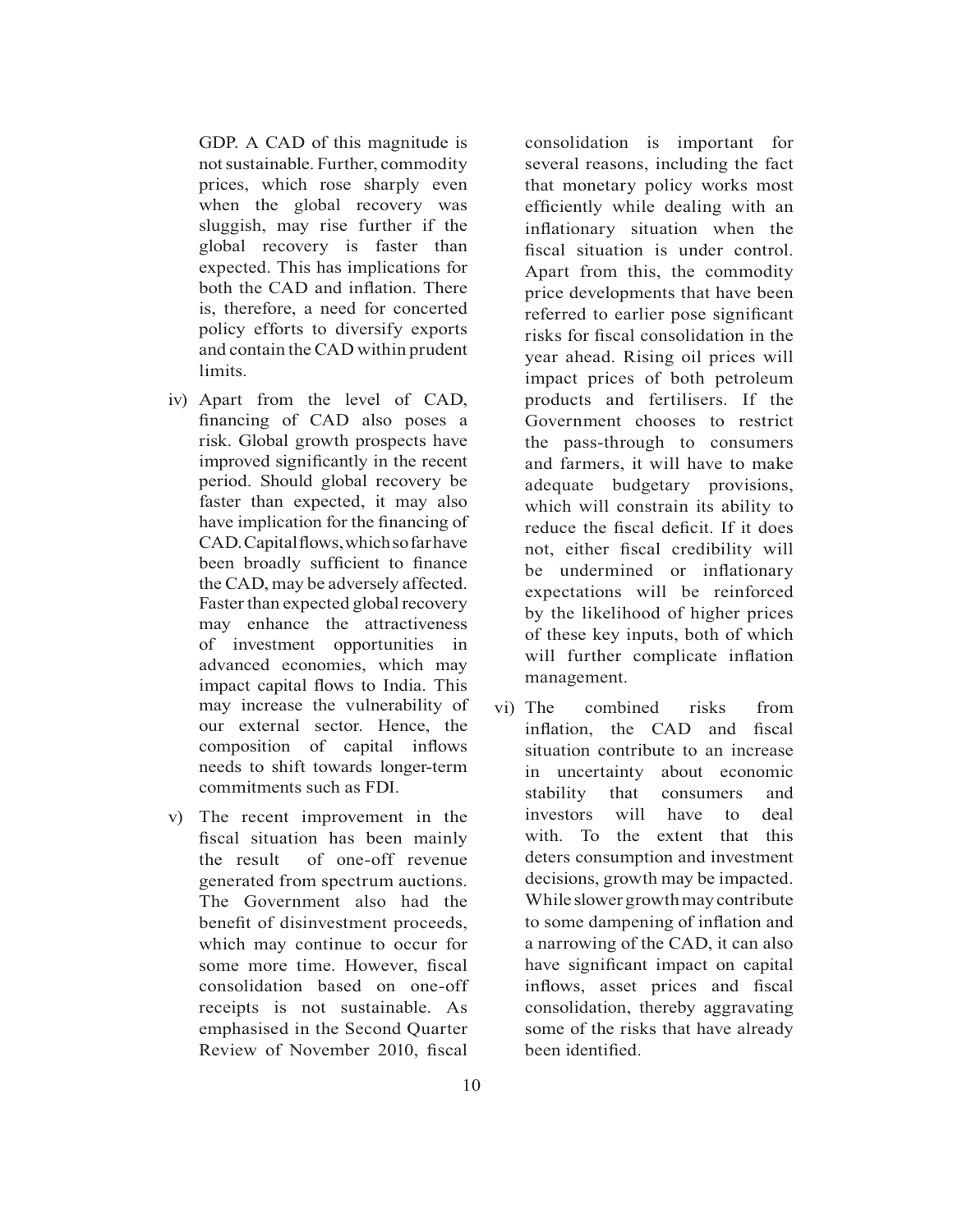GDP. A CAD of this magnitude is not sustainable. Further, commodity prices, which rose sharply even when the global recovery was sluggish, may rise further if the global recovery is faster than expected. This has implications for both the CAD and inflation. There is, therefore, a need for concerted policy efforts to diversify exports and contain the CAD within prudent limits.

iv) Apart from the level of CAD, financing of CAD also poses a risk. Global growth prospects have improved significantly in the recent period. Should global recovery be faster than expected, it may also have implication for the financing of CAD. Capital flows, which so far have been broadly sufficient to finance the CAD, may be adversely affected. Faster than expected global recovery may enhance the attractiveness of investment opportunities in advanced economies, which may impact capital flows to India. This may increase the vulnerability of our external sector. Hence, the composition of capital inflows needs to shift towards longer-term commitments such as FDI.

v) The recent improvement in the fiscal situation has been mainly the result of one-off revenue generated from spectrum auctions. The Government also had the benefit of disinvestment proceeds, which may continue to occur for some more time. However, fiscal consolidation based on one-off receipts is not sustainable. As emphasised in the Second Quarter Review of November 2010, fiscal consolidation is important for several reasons, including the fact that monetary policy works most efficiently while dealing with an inflationary situation when the fiscal situation is under control. Apart from this, the commodity price developments that have been referred to earlier pose significant risks for fiscal consolidation in the year ahead. Rising oil prices will impact prices of both petroleum products and fertilisers. If the Government chooses to restrict the pass-through to consumers and farmers, it will have to make adequate budgetary provisions, which will constrain its ability to reduce the fiscal deficit. If it does not, either fiscal credibility will be undermined or inflationary expectations will be reinforced by the likelihood of higher prices of these key inputs, both of which will further complicate inflation management.

vi) The combined risks from inflation, the CAD and fiscal situation contribute to an increase in uncertainty about economic stability that consumers and investors will have to deal with. To the extent that this deters consumption and investment decisions, growth may be impacted. While slower growth may contribute to some dampening of inflation and a narrowing of the CAD, it can also have significant impact on capital inflows, asset prices and fiscal consolidation, thereby aggravating some of the risks that have already been identified.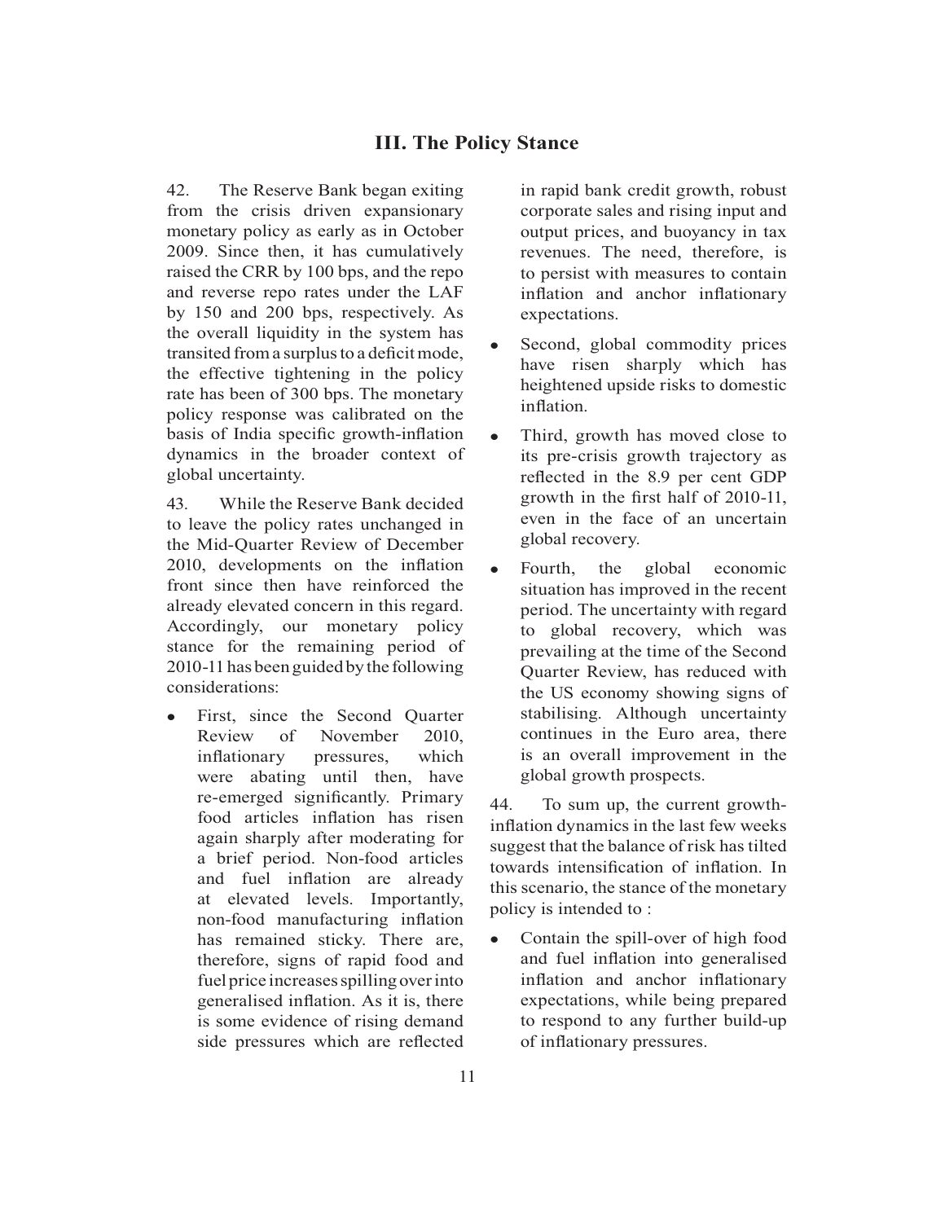## III. The Policy Stance

42. The Reserve Bank began exiting from the crisis driven expansionary monetary policy as early as in October 2009. Since then, it has cumulatively raised the CRR by 100 bps, and the repo and reverse repo rates under the LAF by 150 and 200 bps, respectively. As the overall liquidity in the system has transited from a surplus to a deficit mode, the effective tightening in the policy rate has been of 300 bps. The monetary policy response was calibrated on the basis of India specific growth-inflation dynamics in the broader context of global uncertainty.

43. While the Reserve Bank decided to leave the policy rates unchanged in the Mid-Quarter Review of December 2010, developments on the inflation front since then have reinforced the already elevated concern in this regard. Accordingly, our monetary policy stance for the remaining period of 2010-11 has been guided by the following considerations:

- First, since the Second Quarter Review of November 2010, inflationary pressures, which were abating until then, have re-emerged significantly. Primary food articles inflation has risen again sharply after moderating for a brief period. Non-food articles and fuel inflation are already at elevated levels. Importantly, non-food manufacturing inflation has remained sticky. There are, therefore, signs of rapid food and fuel price increases spilling over into generalised inflation. As it is, there is some evidence of rising demand side pressures which are reflected in rapid bank credit growth, robust corporate sales and rising input and output prices, and buoyancy in tax revenues. The need, therefore, is to persist with measures to contain inflation and anchor inflationary expectations.
- Second, global commodity prices have risen sharply which has heightened upside risks to domestic inflation.
- Third, growth has moved close to its pre-crisis growth trajectory as reflected in the 8.9 per cent GDP growth in the first half of 2010-11, even in the face of an uncertain global recovery.
- Fourth, the global economic situation has improved in the recent period. The uncertainty with regard to global recovery, which was prevailing at the time of the Second Quarter Review, has reduced with the US economy showing signs of stabilising. Although uncertainty continues in the Euro area, there is an overall improvement in the global growth prospects.

44. To sum up, the current growth-inflation dynamics in the last few weeks suggest that the balance of risk has tilted towards intensification of inflation. In this scenario, the stance of the monetary policy is intended to :

- Contain the spill-over of high food and fuel inflation into generalised inflation and anchor inflationary expectations, while being prepared to respond to any further build-up of inflationary pressures.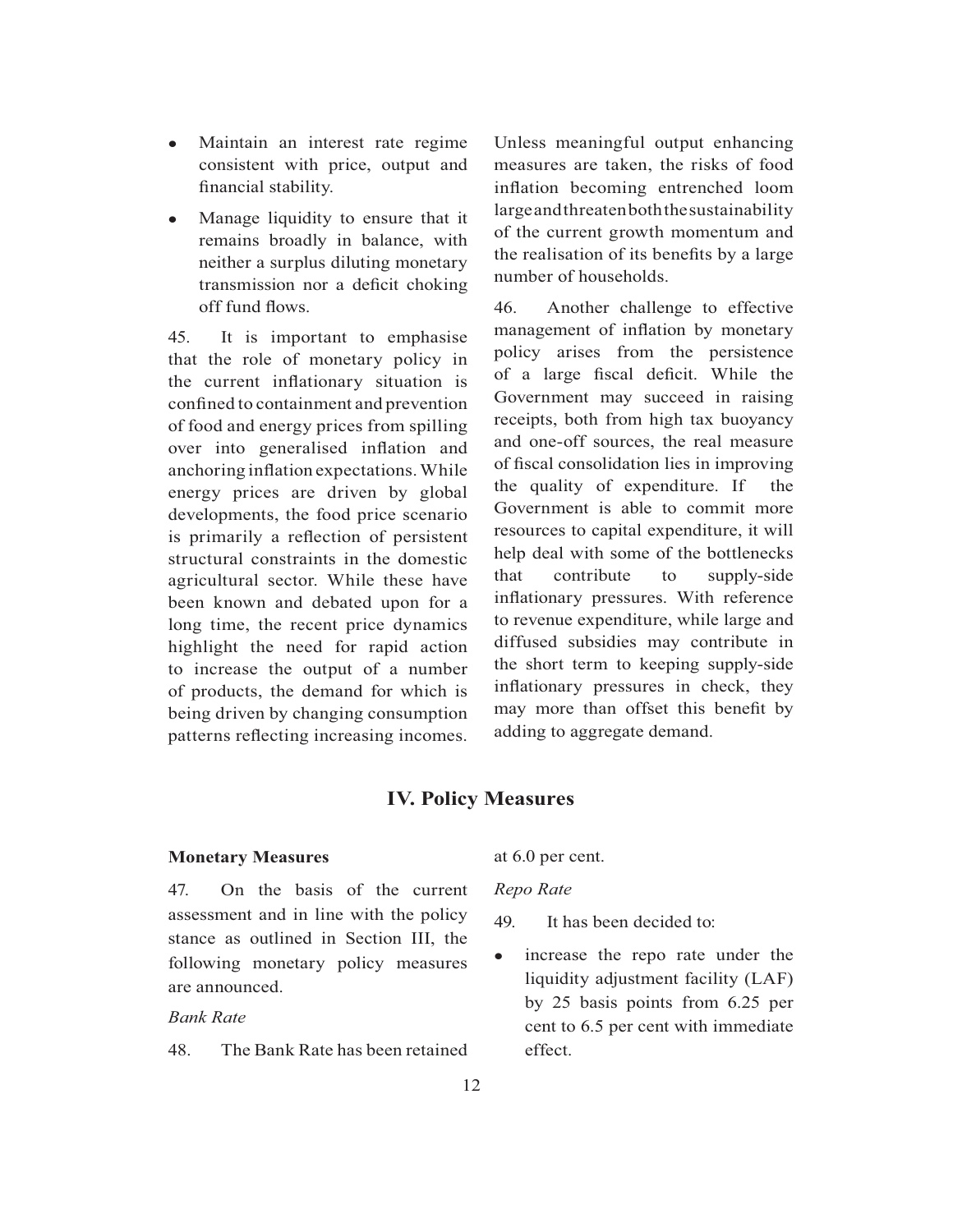- Maintain an interest rate regime consistent with price, output and financial stability.
- Manage liquidity to ensure that it remains broadly in balance, with neither a surplus diluting monetary transmission nor a deficit choking off fund flows.

45. It is important to emphasise that the role of monetary policy in the current inflationary situation is confined to containment and prevention of food and energy prices from spilling over into generalised inflation and anchoring inflation expectations. While energy prices are driven by global developments, the food price scenario is primarily a reflection of persistent structural constraints in the domestic agricultural sector. While these have been known and debated upon for a long time, the recent price dynamics highlight the need for rapid action to increase the output of a number of products, the demand for which is being driven by changing consumption patterns reflecting increasing incomes. Unless meaningful output enhancing measures are taken, the risks of food inflation becoming entrenched loom large and threaten both the sustainability of the current growth momentum and the realisation of its benefits by a large number of households.

46. Another challenge to effective management of inflation by monetary policy arises from the persistence of a large fiscal deficit. While the Government may succeed in raising receipts, both from high tax buoyancy and one-off sources, the real measure of fiscal consolidation lies in improving the quality of expenditure. If the Government is able to commit more resources to capital expenditure, it will help deal with some of the bottlenecks that contribute to supply-side inflationary pressures. With reference to revenue expenditure, while large and diffused subsidies may contribute in the short term to keeping supply-side inflationary pressures in check, they may more than offset this benefit by adding to aggregate demand.

## IV. Policy Measures

**Monetary Measures**

47. On the basis of the current assessment and in line with the policy stance as outlined in Section III, the following monetary policy measures are announced.

*Bank Rate*

48. The Bank Rate has been retained at 6.0 per cent.

*Repo Rate*

49. It has been decided to:

- increase the repo rate under the liquidity adjustment facility (LAF) by 25 basis points from 6.25 per cent to 6.5 per cent with immediate effect.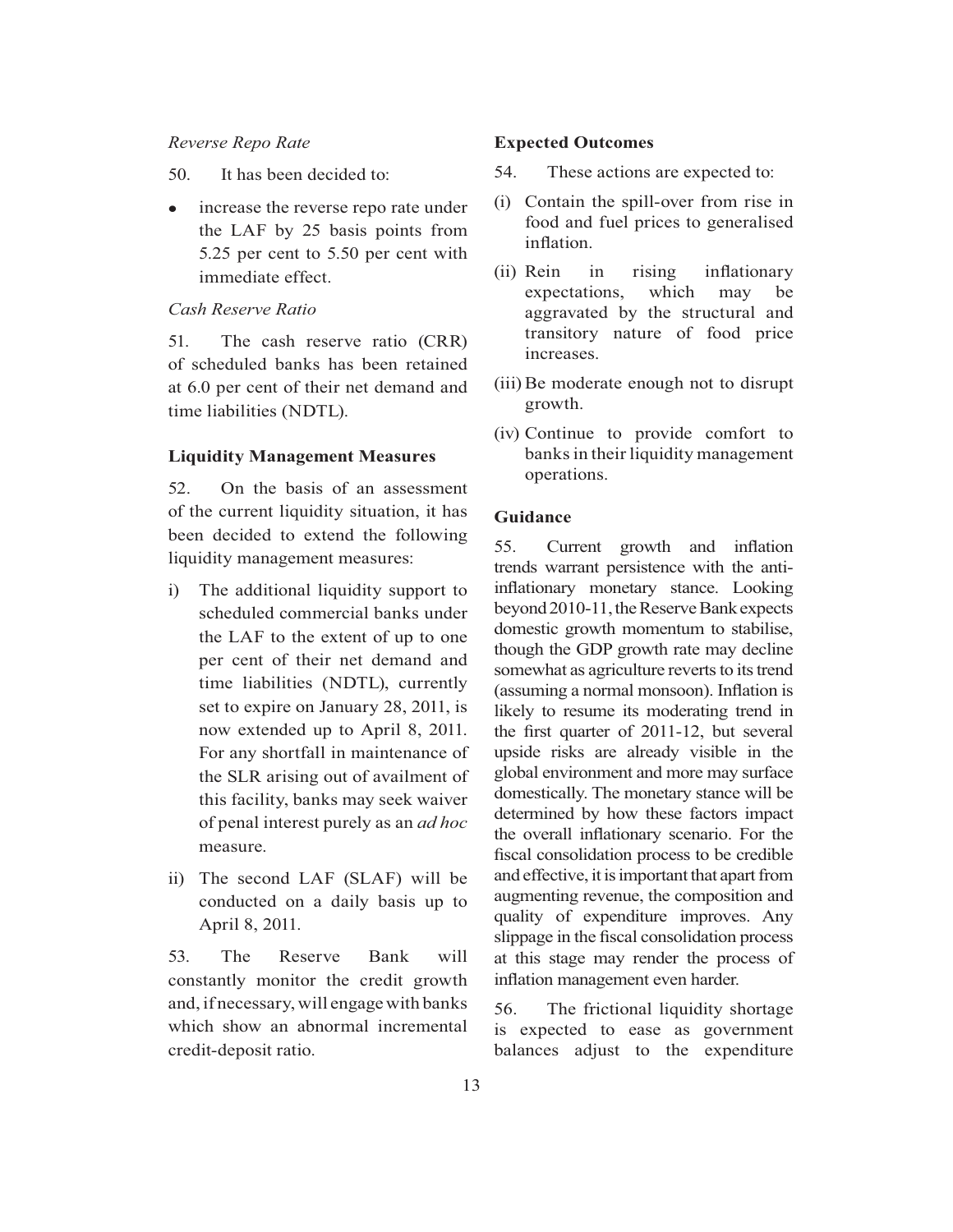*Reverse Repo Rate*

50. It has been decided to:

- increase the reverse repo rate under the LAF by 25 basis points from 5.25 per cent to 5.50 per cent with immediate effect.

*Cash Reserve Ratio*

51. The cash reserve ratio (CRR) of scheduled banks has been retained at 6.0 per cent of their net demand and time liabilities (NDTL).

**Liquidity Management Measures**

52. On the basis of an assessment of the current liquidity situation, it has been decided to extend the following liquidity management measures:

i) The additional liquidity support to scheduled commercial banks under the LAF to the extent of up to one per cent of their net demand and time liabilities (NDTL), currently set to expire on January 28, 2011, is now extended up to April 8, 2011. For any shortfall in maintenance of the SLR arising out of availment of this facility, banks may seek waiver of penal interest purely as an *ad hoc* measure.

ii) The second LAF (SLAF) will be conducted on a daily basis up to April 8, 2011.

53. The Reserve Bank will constantly monitor the credit growth and, if necessary, will engage with banks which show an abnormal incremental credit-deposit ratio.

**Expected Outcomes**

54. These actions are expected to:

(i) Contain the spill-over from rise in food and fuel prices to generalised inflation.

(ii) Rein in rising inflationary expectations, which may be aggravated by the structural and transitory nature of food price increases.

(iii) Be moderate enough not to disrupt growth.

(iv) Continue to provide comfort to banks in their liquidity management operations.

**Guidance**

55. Current growth and inflation trends warrant persistence with the anti-inflationary monetary stance. Looking beyond 2010-11, the Reserve Bank expects domestic growth momentum to stabilise, though the GDP growth rate may decline somewhat as agriculture reverts to its trend (assuming a normal monsoon). Inflation is likely to resume its moderating trend in the first quarter of 2011-12, but several upside risks are already visible in the global environment and more may surface domestically. The monetary stance will be determined by how these factors impact the overall inflationary scenario. For the fiscal consolidation process to be credible and effective, it is important that apart from augmenting revenue, the composition and quality of expenditure improves. Any slippage in the fiscal consolidation process at this stage may render the process of inflation management even harder.

56. The frictional liquidity shortage is expected to ease as government balances adjust to the expenditure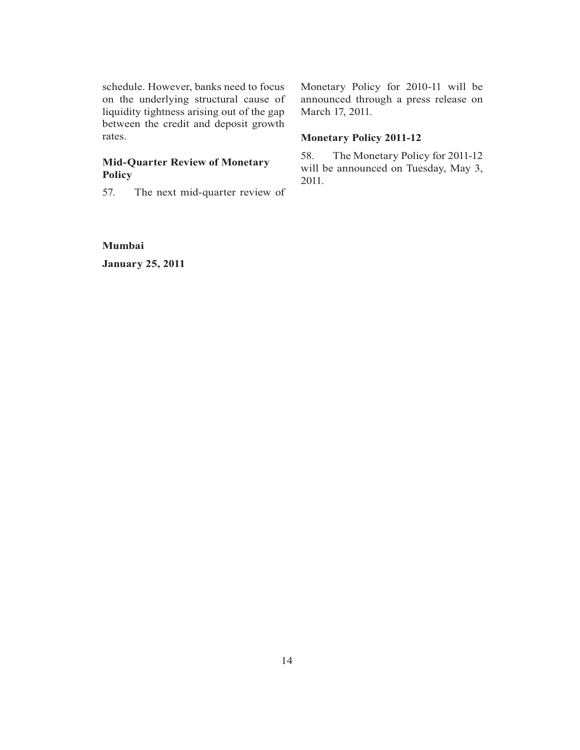schedule. However, banks need to focus on the underlying structural cause of liquidity tightness arising out of the gap between the credit and deposit growth rates.

### Mid-Quarter Review of Monetary Policy

57. The next mid-quarter review of Monetary Policy for 2010-11 will be announced through a press release on March 17, 2011.

### Monetary Policy 2011-12

58. The Monetary Policy for 2011-12 will be announced on Tuesday, May 3, 2011.

**Mumbai**

**January 25, 2011**